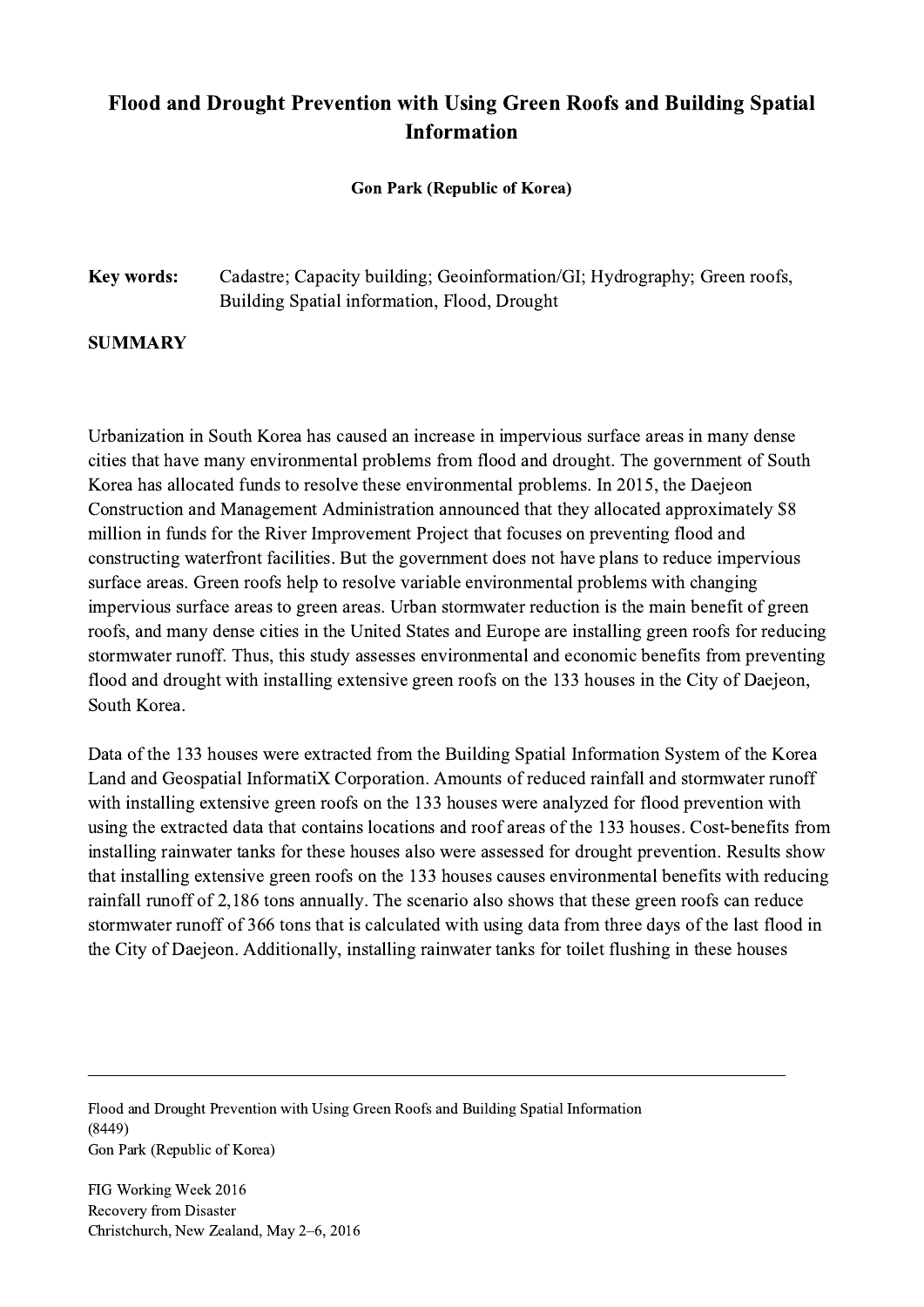# Flood and Drought Prevention with Using Green Roofs and Building Spatial Information

**Gon Park (Republic of Korea)**

**Key words:** Cadastre; Capacity building; Geoinformation/GI; Hydrography; Green roofs, Building Spatial information, Flood, Drought

## SUMMARY

Urbanization in South Korea has caused an increase in impervious surface areas in many dense cities that have many environmental problems from flood and drought. The government of South Korea has allocated funds to resolve these environmental problems. In 2015, the Daejeon Construction and Management Administration announced that they allocated approximately $8 million in funds for the River Improvement Project that focuses on preventing flood and constructing waterfront facilities. But the government does not have plans to reduce impervious surface areas. Green roofs help to resolve variable environmental problems with changing impervious surface areas to green areas. Urban stormwater reduction is the main benefit of green roofs, and many dense cities in the United States and Europe are installing green roofs for reducing stormwater runoff. Thus, this study assesses environmental and economic benefits from preventing flood and drought with installing extensive green roofs on the 133 houses in the City of Daejeon, South Korea.

Data of the 133 houses were extracted from the Building Spatial Information System of the Korea Land and Geospatial InformatiX Corporation. Amounts of reduced rainfall and stormwater runoff with installing extensive green roofs on the 133 houses were analyzed for flood prevention with using the extracted data that contains locations and roof areas of the 133 houses. Cost-benefits from installing rainwater tanks for these houses also were assessed for drought prevention. Results show that installing extensive green roofs on the 133 houses causes environmental benefits with reducing rainfall runoff of 2,186 tons annually. The scenario also shows that these green roofs can reduce stormwater runoff of 366 tons that is calculated with using data from three days of the last flood in the City of Daejeon. Additionally, installing rainwater tanks for toilet flushing in these houses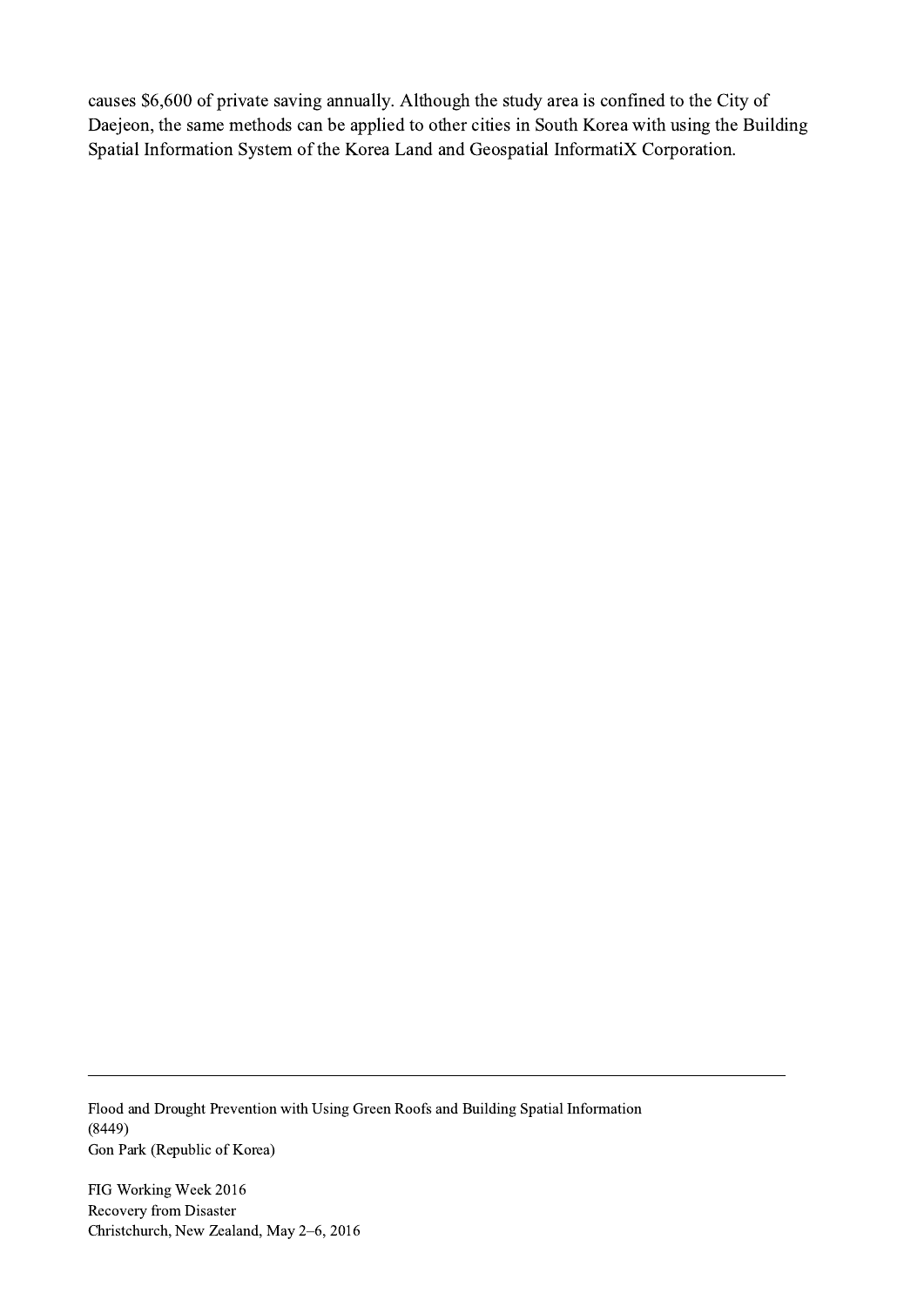causes \$6,600 of private saving annually. Although the study area is confined to the City of Daejeon, the same methods can be applied to other cities in South Korea with using the Building Spatial Information System of the Korea Land and Geospatial InformatiX Corporation.